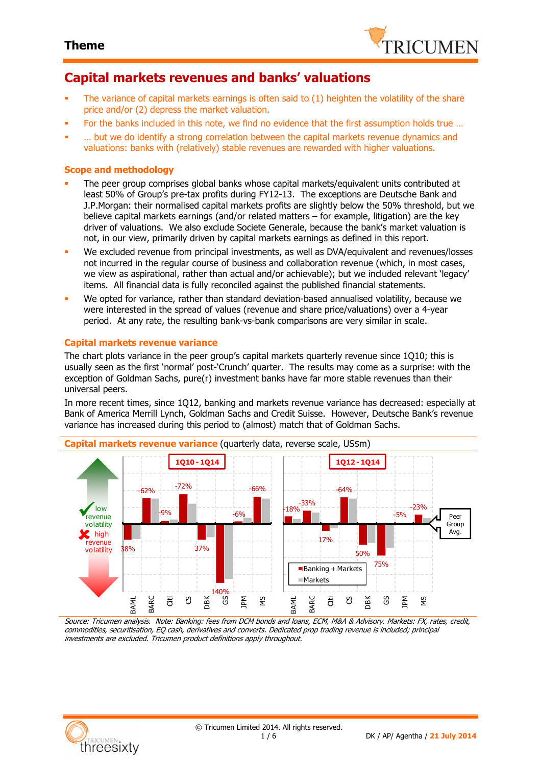# Capital markets revenues and banks' valuations

- The variance of capital markets earnings is often said to (1) heighten the volatility of the share price and/or (2) depress the market valuation.
- For the banks included in this note, we find no evidence that the first assumption holds true …
- … but we do identify a strong correlation between the capital markets revenue dynamics and valuations: banks with (relatively) stable revenues are rewarded with higher valuations.

## Scope and methodology

- The peer group comprises global banks whose capital markets/equivalent units contributed at least 50% of Group's pre-tax profits during FY12-13. The exceptions are Deutsche Bank and J.P.Morgan: their normalised capital markets profits are slightly below the 50% threshold, but we believe capital markets earnings (and/or related matters – for example, litigation) are the key driver of valuations. We also exclude Societe Generale, because the bank's market valuation is not, in our view, primarily driven by capital markets earnings as defined in this report.
- We excluded revenue from principal investments, as well as DVA/equivalent and revenues/losses not incurred in the regular course of business and collaboration revenue (which, in most cases, we view as aspirational, rather than actual and/or achievable); but we included relevant 'legacy' items. All financial data is fully reconciled against the published financial statements.
- We opted for variance, rather than standard deviation-based annualised volatility, because we were interested in the spread of values (revenue and share price/valuations) over a 4-year period. At any rate, the resulting bank-vs-bank comparisons are very similar in scale.

## Capital markets revenue variance

The chart plots variance in the peer group's capital markets quarterly revenue since 1Q10; this is usually seen as the first 'normal' post-'Crunch' quarter. The results may come as a surprise: with the exception of Goldman Sachs, pure(r) investment banks have far more stable revenues than their universal peers.

In more recent times, since 1Q12, banking and markets revenue variance has decreased: especially at Bank of America Merrill Lynch, Goldman Sachs and Credit Suisse. However, Deutsche Bank's revenue variance has increased during this period to (almost) match that of Goldman Sachs.

**Capital markets revenue variance** (quarterly data, reverse scale, US$m)

| Bank | 1Q10 - 1Q14 | 1Q12 - 1Q14 |
|---|---|---|
| BAML | 38% | -18% |
| BARC | -62% | -33% |
| Citi | -9% | 17% |
| CS | -72% | -64% |
| DBK | 37% | 50% |
| GS | 140% | 75% |
| JPM | -6% | -5% |
| MS | -66% | -23% |

Legend: Banking + Markets; Markets. Low revenue volatility (top); high revenue volatility (bottom). Relative to Peer Group Avg.

*Source: Tricumen analysis. Note: Banking: fees from DCM bonds and loans, ECM, M&A & Advisory. Markets: FX, rates, credit, commodities, securitisation, EQ cash, derivatives and converts. Dedicated prop trading revenue is included; principal investments are excluded. Tricumen product definitions apply throughout.*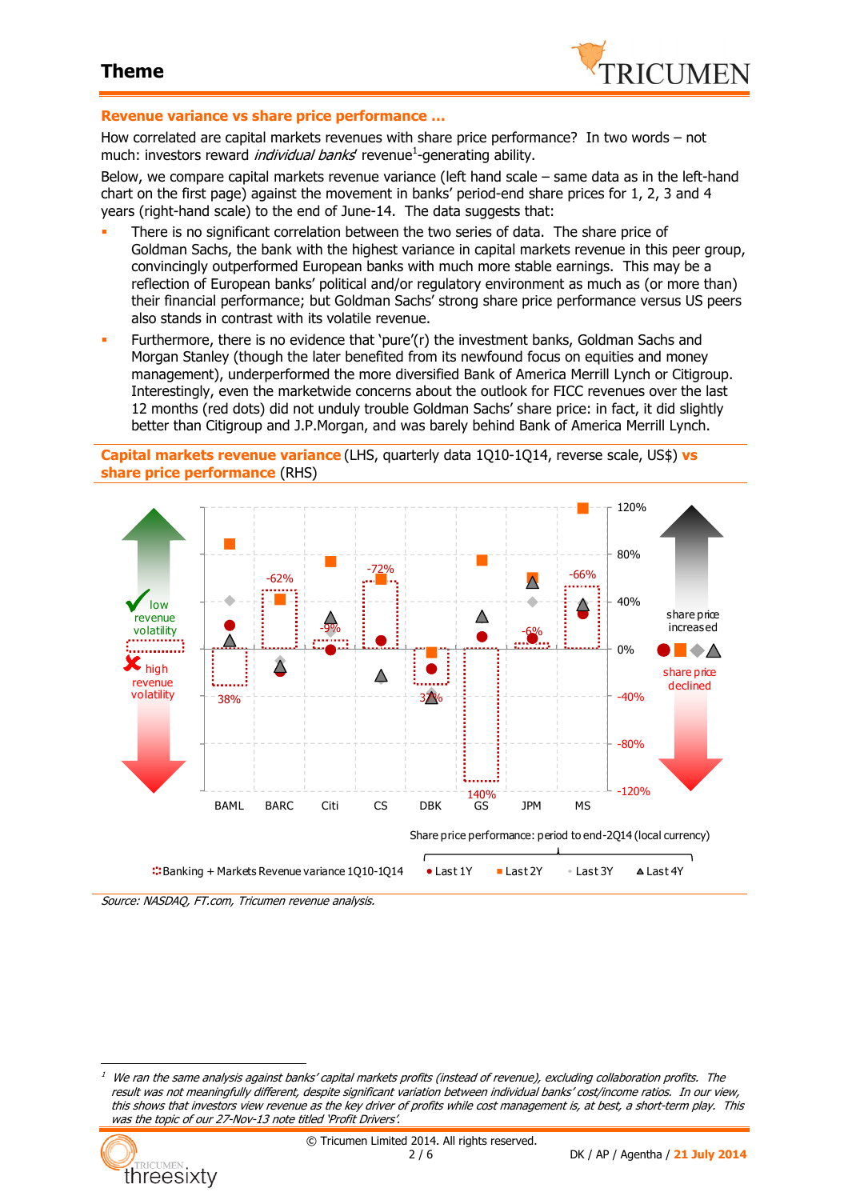## Theme

**Revenue variance vs share price performance …**

How correlated are capital markets revenues with share price performance? In two words – not much: investors reward *individual banks*' revenue[1]-generating ability.

Below, we compare capital markets revenue variance (left hand scale – same data as in the left-hand chart on the first page) against the movement in banks' period-end share prices for 1, 2, 3 and 4 years (right-hand scale) to the end of June-14. The data suggests that:

- There is no significant correlation between the two series of data. The share price of Goldman Sachs, the bank with the highest variance in capital markets revenue in this peer group, convincingly outperformed European banks with much more stable earnings. This may be a reflection of European banks' political and/or regulatory environment as much as (or more than) their financial performance; but Goldman Sachs' strong share price performance versus US peers also stands in contrast with its volatile revenue.
- Furthermore, there is no evidence that 'pure'(r) the investment banks, Goldman Sachs and Morgan Stanley (though the later benefited from its newfound focus on equities and money management), underperformed the more diversified Bank of America Merrill Lynch or Citigroup. Interestingly, even the marketwide concerns about the outlook for FICC revenues over the last 12 months (red dots) did not unduly trouble Goldman Sachs' share price: in fact, it did slightly better than Citigroup and J.P.Morgan, and was barely behind Bank of America Merrill Lynch.

**Capital markets revenue variance** (LHS, quarterly data 1Q10-1Q14, reverse scale, US$) **vs share price performance** (RHS)

Banking + Markets Revenue variance 1Q10-1Q14: BAML 38%, BARC -62%, Citi -9%, CS -72%, DBK 37%, GS 140%, JPM -6%, MS -66%

Share price performance: period to end-2Q14 (local currency) — Last 1Y, Last 2Y, Last 3Y, Last 4Y

Source: NASDAQ, FT.com, Tricumen revenue analysis.

---

[1] *We ran the same analysis against banks' capital markets profits (instead of revenue), excluding collaboration profits. The result was not meaningfully different, despite significant variation between individual banks' cost/income ratios. In our view, this shows that investors view revenue as the key driver of profits while cost management is, at best, a short-term play. This was the topic of our 27-Nov-13 note titled 'Profit Drivers'.*

© Tricumen Limited 2014. All rights reserved.

DK / AP / Agentha / **21 July 2014**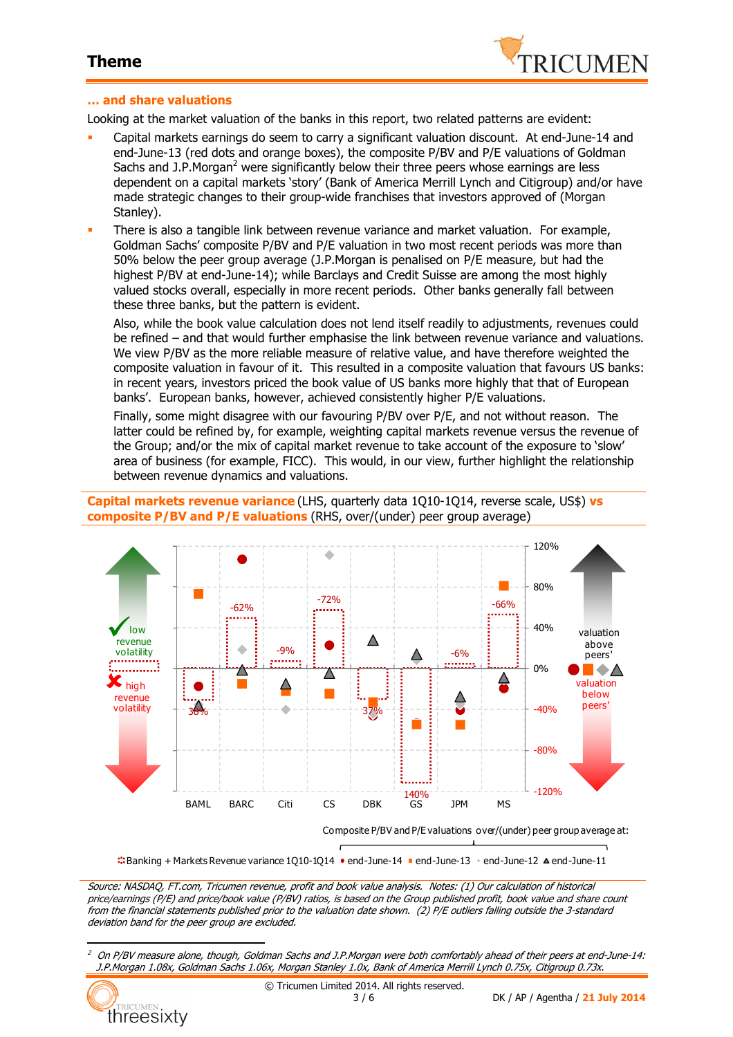## … and share valuations

Looking at the market valuation of the banks in this report, two related patterns are evident:

- Capital markets earnings do seem to carry a significant valuation discount. At end-June-14 and end-June-13 (red dots and orange boxes), the composite P/BV and P/E valuations of Goldman Sachs and J.P.Morgan[2] were significantly below their three peers whose earnings are less dependent on a capital markets 'story' (Bank of America Merrill Lynch and Citigroup) and/or have made strategic changes to their group-wide franchises that investors approved of (Morgan Stanley).
- There is also a tangible link between revenue variance and market valuation. For example, Goldman Sachs' composite P/BV and P/E valuation in two most recent periods was more than 50% below the peer group average (J.P.Morgan is penalised on P/E measure, but had the highest P/BV at end-June-14); while Barclays and Credit Suisse are among the most highly valued stocks overall, especially in more recent periods. Other banks generally fall between these three banks, but the pattern is evident.

  Also, while the book value calculation does not lend itself readily to adjustments, revenues could be refined – and that would further emphasise the link between revenue variance and valuations. We view P/BV as the more reliable measure of relative value, and have therefore weighted the composite valuation in favour of it. This resulted in a composite valuation that favours US banks: in recent years, investors priced the book value of US banks more highly that that of European banks'. European banks, however, achieved consistently higher P/E valuations.

  Finally, some might disagree with our favouring P/BV over P/E, and not without reason. The latter could be refined by, for example, weighting capital markets revenue versus the revenue of the Group; and/or the mix of capital market revenue to take account of the exposure to 'slow' area of business (for example, FICC). This would, in our view, further highlight the relationship between revenue dynamics and valuations.

**Capital markets revenue variance** (LHS, quarterly data 1Q10-1Q14, reverse scale, US$) **vs composite P/BV and P/E valuations** (RHS, over/(under) peer group average)

*Source: NASDAQ, FT.com, Tricumen revenue, profit and book value analysis. Notes: (1) Our calculation of historical price/earnings (P/E) and price/book value (P/BV) ratios, is based on the Group published profit, book value and share count from the financial statements published prior to the valuation date shown. (2) P/E outliers falling outside the 3-standard deviation band for the peer group are excluded.*

---

[2] *On P/BV measure alone, though, Goldman Sachs and J.P.Morgan were both comfortably ahead of their peers at end-June-14: J.P.Morgan 1.08x, Goldman Sachs 1.06x, Morgan Stanley 1.0x, Bank of America Merrill Lynch 0.75x, Citigroup 0.73x.*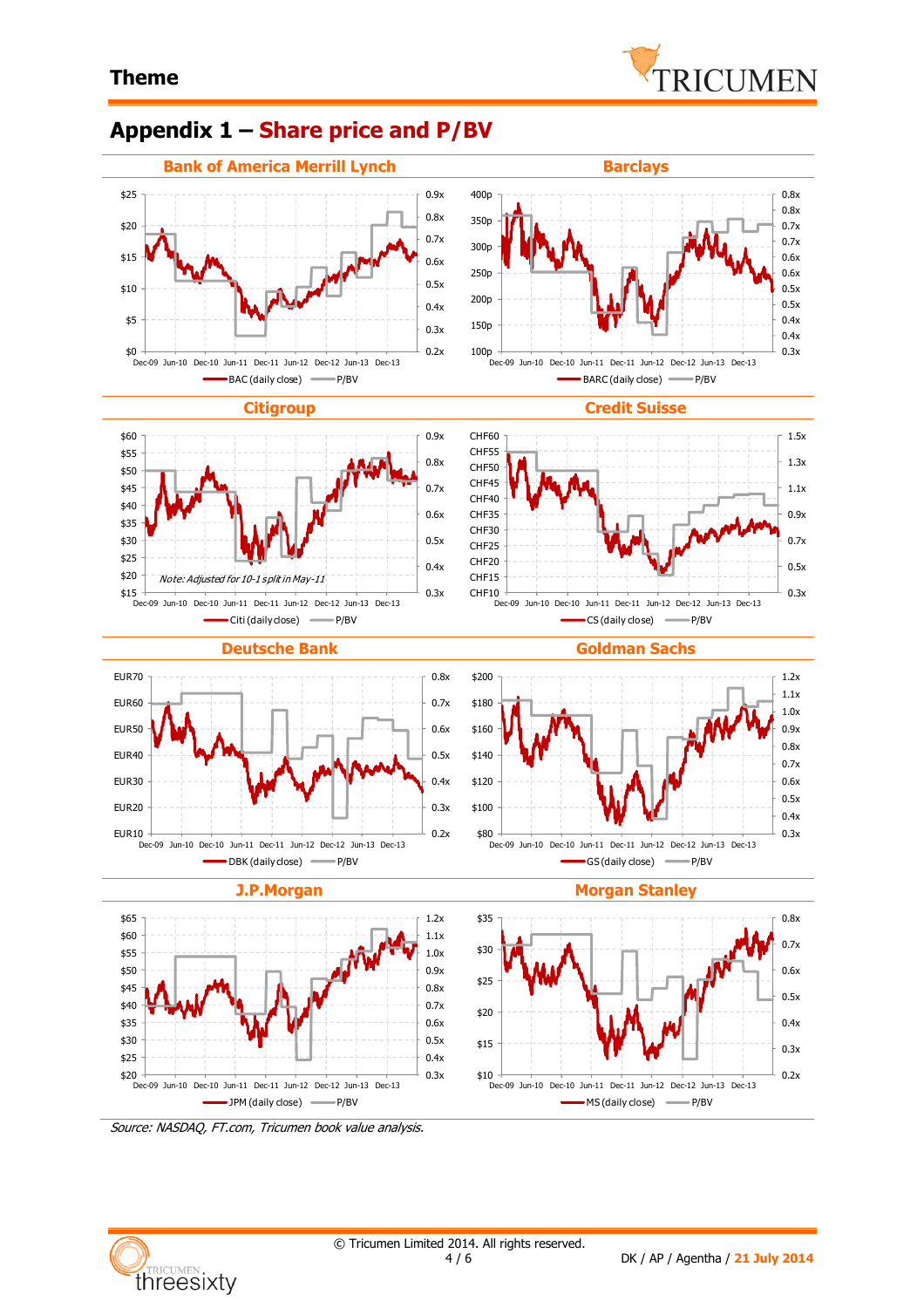## Appendix 1 – Share price and P/BV

### Bank of America Merrill Lynch

### Barclays

### Citigroup

*Note: Adjusted for 10-1 split in May-11*

### Credit Suisse

### Deutsche Bank

### Goldman Sachs

### J.P.Morgan

### Morgan Stanley

*Source: NASDAQ, FT.com, Tricumen book value analysis.*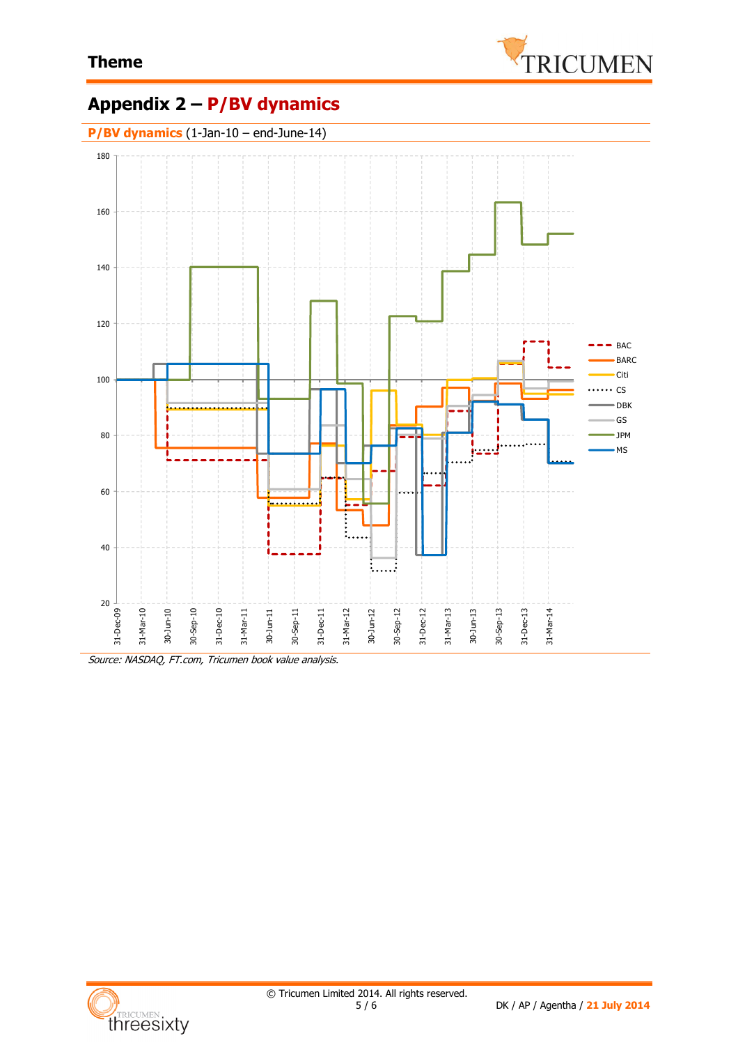# Appendix 2 – P/BV dynamics

**P/BV dynamics** (1-Jan-10 – end-June-14)

*Source: NASDAQ, FT.com, Tricumen book value analysis.*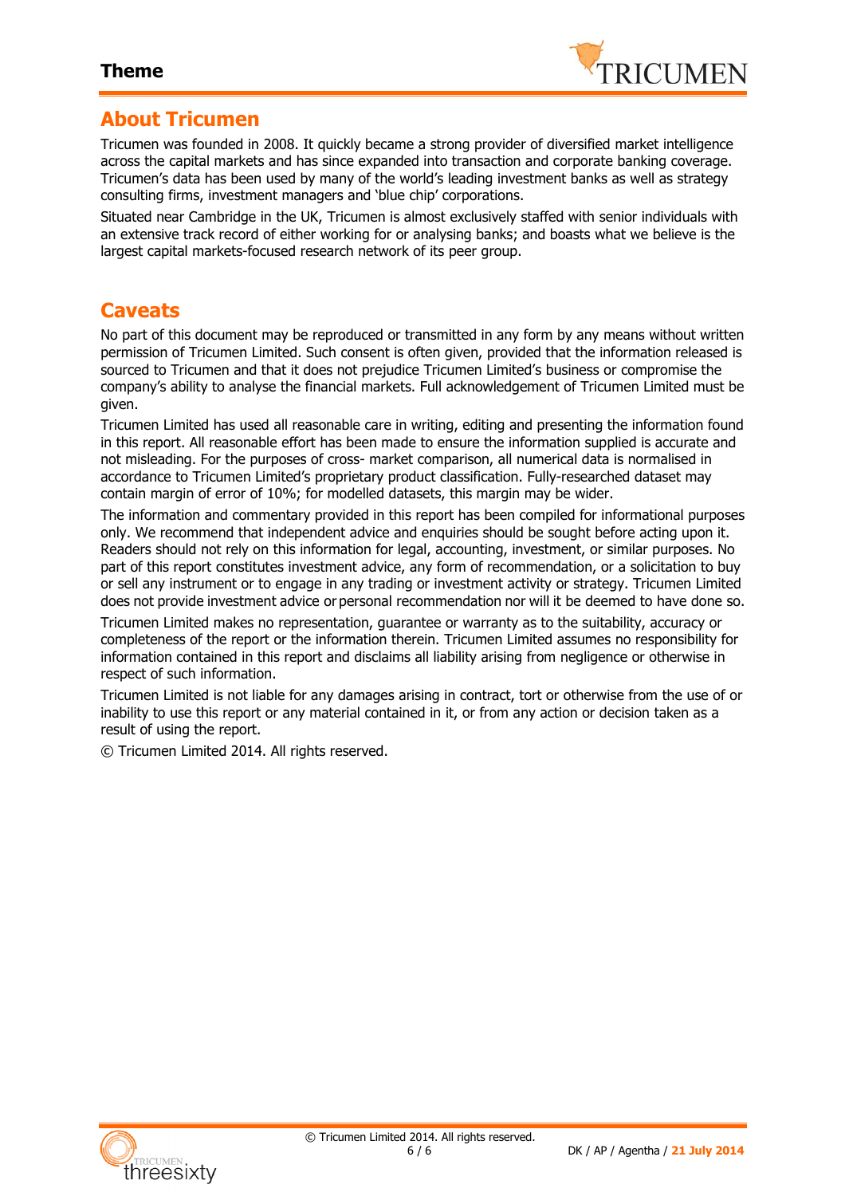## About Tricumen

Tricumen was founded in 2008. It quickly became a strong provider of diversified market intelligence across the capital markets and has since expanded into transaction and corporate banking coverage. Tricumen's data has been used by many of the world's leading investment banks as well as strategy consulting firms, investment managers and 'blue chip' corporations.

Situated near Cambridge in the UK, Tricumen is almost exclusively staffed with senior individuals with an extensive track record of either working for or analysing banks; and boasts what we believe is the largest capital markets-focused research network of its peer group.

## Caveats

No part of this document may be reproduced or transmitted in any form by any means without written permission of Tricumen Limited. Such consent is often given, provided that the information released is sourced to Tricumen and that it does not prejudice Tricumen Limited's business or compromise the company's ability to analyse the financial markets. Full acknowledgement of Tricumen Limited must be given.

Tricumen Limited has used all reasonable care in writing, editing and presenting the information found in this report. All reasonable effort has been made to ensure the information supplied is accurate and not misleading. For the purposes of cross- market comparison, all numerical data is normalised in accordance to Tricumen Limited's proprietary product classification. Fully-researched dataset may contain margin of error of 10%; for modelled datasets, this margin may be wider.

The information and commentary provided in this report has been compiled for informational purposes only. We recommend that independent advice and enquiries should be sought before acting upon it. Readers should not rely on this information for legal, accounting, investment, or similar purposes. No part of this report constitutes investment advice, any form of recommendation, or a solicitation to buy or sell any instrument or to engage in any trading or investment activity or strategy. Tricumen Limited does not provide investment advice or personal recommendation nor will it be deemed to have done so.

Tricumen Limited makes no representation, guarantee or warranty as to the suitability, accuracy or completeness of the report or the information therein. Tricumen Limited assumes no responsibility for information contained in this report and disclaims all liability arising from negligence or otherwise in respect of such information.

Tricumen Limited is not liable for any damages arising in contract, tort or otherwise from the use of or inability to use this report or any material contained in it, or from any action or decision taken as a result of using the report.

© Tricumen Limited 2014. All rights reserved.